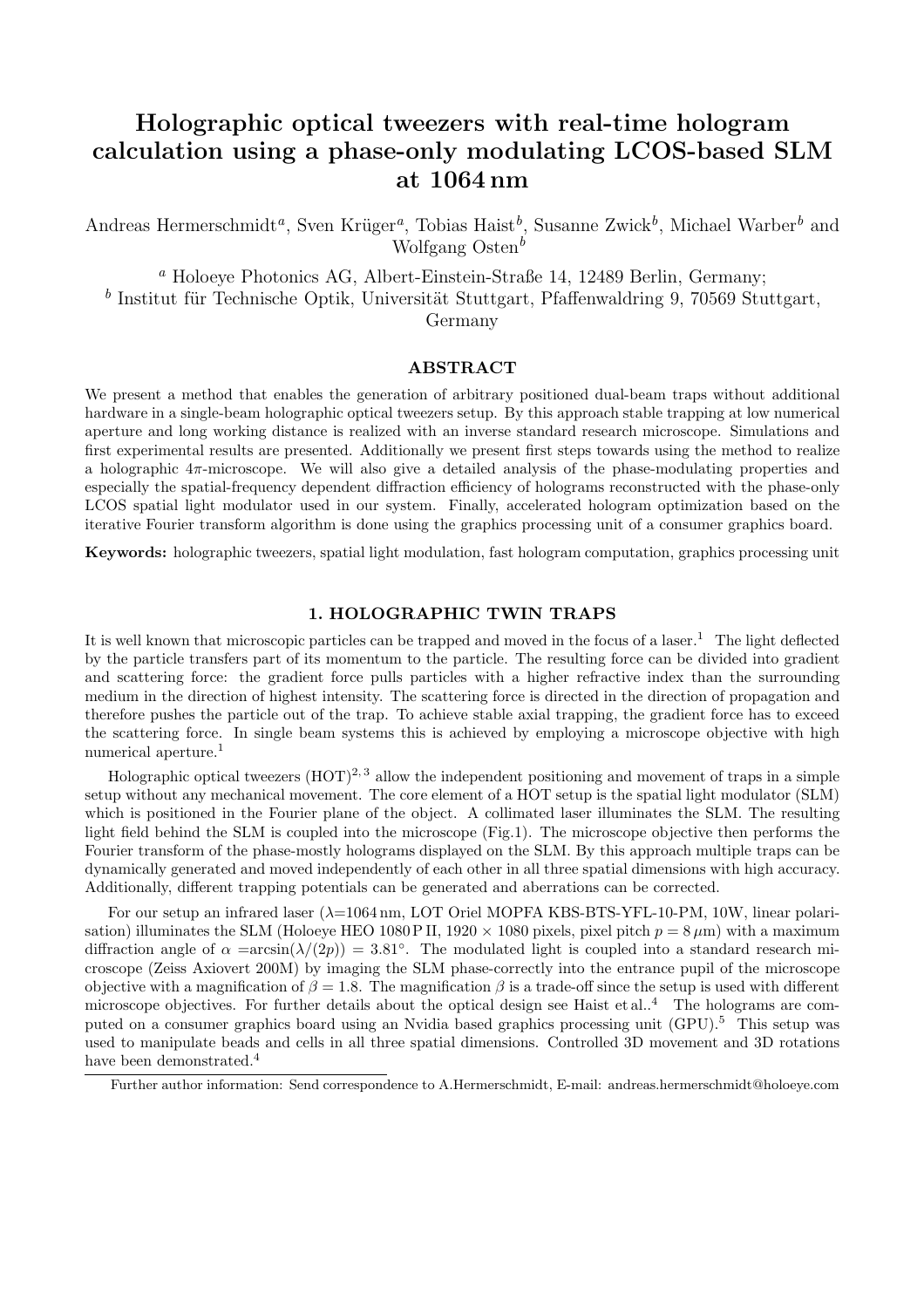# Holographic optical tweezers with real-time hologram calculation using a phase-only modulating LCOS-based SLM at 1064 nm

Andreas Hermerschmidt[a], Sven Krüger[a], Tobias Haist[b], Susanne Zwick[b], Michael Warber[b] and Wolfgang Osten[b]

[a] Holoeye Photonics AG, Albert-Einstein-Straße 14, 12489 Berlin, Germany;
[b] Institut für Technische Optik, Universität Stuttgart, Pfaffenwaldring 9, 70569 Stuttgart, Germany

## ABSTRACT

We present a method that enables the generation of arbitrary positioned dual-beam traps without additional hardware in a single-beam holographic optical tweezers setup. By this approach stable trapping at low numerical aperture and long working distance is realized with an inverse standard research microscope. Simulations and first experimental results are presented. Additionally we present first steps towards using the method to realize a holographic $4\pi$-microscope. We will also give a detailed analysis of the phase-modulating properties and especially the spatial-frequency dependent diffraction efficiency of holograms reconstructed with the phase-only LCOS spatial light modulator used in our system. Finally, accelerated hologram optimization based on the iterative Fourier transform algorithm is done using the graphics processing unit of a consumer graphics board.

**Keywords:** holographic tweezers, spatial light modulation, fast hologram computation, graphics processing unit

## 1. HOLOGRAPHIC TWIN TRAPS

It is well known that microscopic particles can be trapped and moved in the focus of a laser.[1] The light deflected by the particle transfers part of its momentum to the particle. The resulting force can be divided into gradient and scattering force: the gradient force pulls particles with a higher refractive index than the surrounding medium in the direction of highest intensity. The scattering force is directed in the direction of propagation and therefore pushes the particle out of the trap. To achieve stable axial trapping, the gradient force has to exceed the scattering force. In single beam systems this is achieved by employing a microscope objective with high numerical aperture.[1]

Holographic optical tweezers (HOT)[2,3] allow the independent positioning and movement of traps in a simple setup without any mechanical movement. The core element of a HOT setup is the spatial light modulator (SLM) which is positioned in the Fourier plane of the object. A collimated laser illuminates the SLM. The resulting light field behind the SLM is coupled into the microscope (Fig.1). The microscope objective then performs the Fourier transform of the phase-mostly holograms displayed on the SLM. By this approach multiple traps can be dynamically generated and moved independently of each other in all three spatial dimensions with high accuracy. Additionally, different trapping potentials can be generated and aberrations can be corrected.

For our setup an infrared laser ($\lambda$=1064 nm, LOT Oriel MOPFA KBS-BTS-YFL-10-PM, 10W, linear polarisation) illuminates the SLM (Holoeye HEO 1080 P II, $1920 \times 1080$ pixels, pixel pitch $p = 8\,\mu$m) with a maximum diffraction angle of $\alpha = \arcsin(\lambda/(2p)) = 3.81°$. The modulated light is coupled into a standard research microscope (Zeiss Axiovert 200M) by imaging the SLM phase-correctly into the entrance pupil of the microscope objective with a magnification of $\beta = 1.8$. The magnification $\beta$ is a trade-off since the setup is used with different microscope objectives. For further details about the optical design see Haist et al..[4] The holograms are computed on a consumer graphics board using an Nvidia based graphics processing unit (GPU).[5] This setup was used to manipulate beads and cells in all three spatial dimensions. Controlled 3D movement and 3D rotations have been demonstrated.[4]

Further author information: Send correspondence to A.Hermerschmidt, E-mail: andreas.hermerschmidt@holoeye.com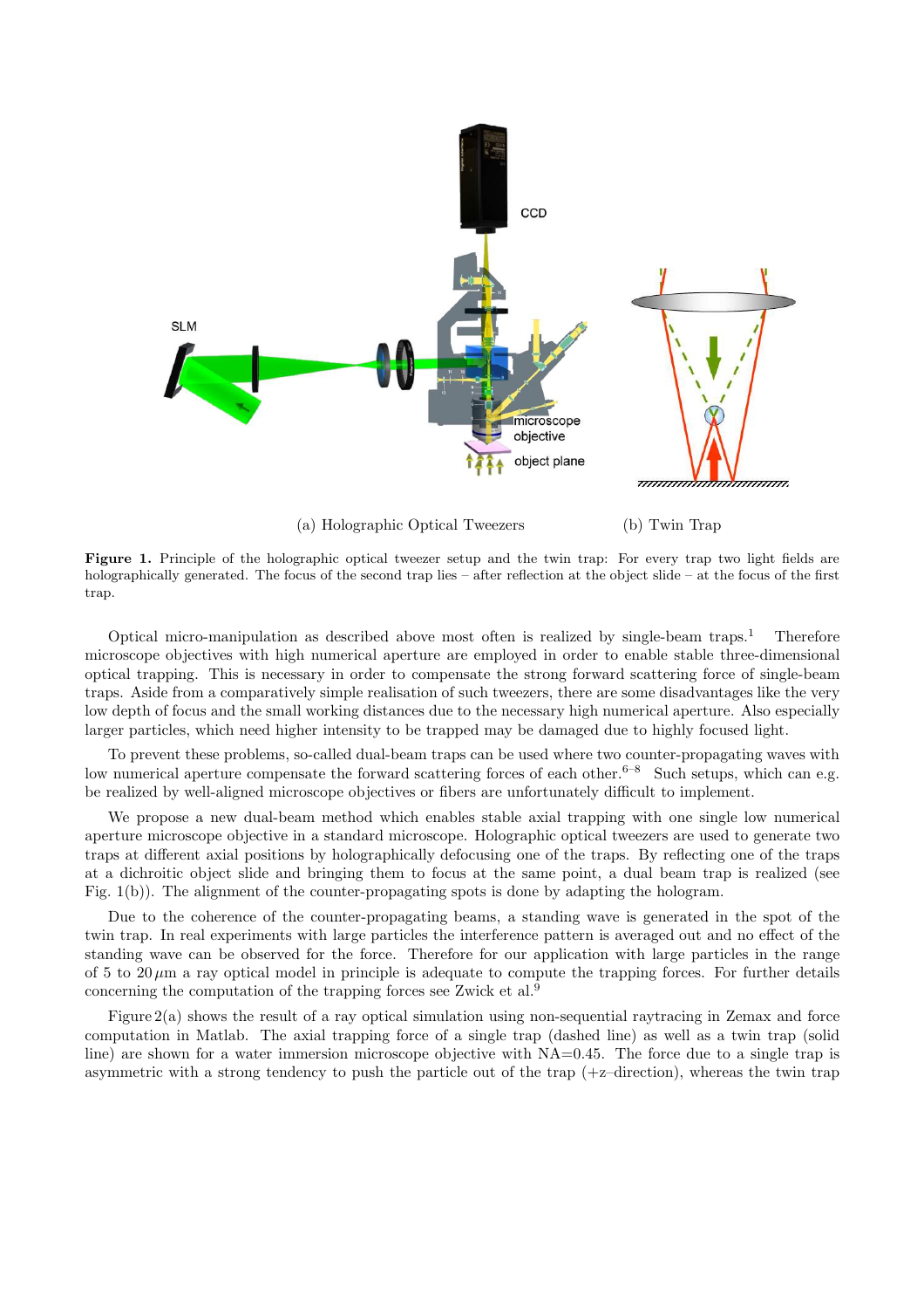CCD

SLM

microscope objective

object plane

(a) Holographic Optical Tweezers

(b) Twin Trap

**Figure 1.** Principle of the holographic optical tweezer setup and the twin trap: For every trap two light fields are holographically generated. The focus of the second trap lies – after reflection at the object slide – at the focus of the first trap.

Optical micro-manipulation as described above most often is realized by single-beam traps.[1] Therefore microscope objectives with high numerical aperture are employed in order to enable stable three-dimensional optical trapping. This is necessary in order to compensate the strong forward scattering force of single-beam traps. Aside from a comparatively simple realisation of such tweezers, there are some disadvantages like the very low depth of focus and the small working distances due to the necessary high numerical aperture. Also especially larger particles, which need higher intensity to be trapped may be damaged due to highly focused light.

To prevent these problems, so-called dual-beam traps can be used where two counter-propagating waves with low numerical aperture compensate the forward scattering forces of each other.[6–8] Such setups, which can e.g. be realized by well-aligned microscope objectives or fibers are unfortunately difficult to implement.

We propose a new dual-beam method which enables stable axial trapping with one single low numerical aperture microscope objective in a standard microscope. Holographic optical tweezers are used to generate two traps at different axial positions by holographically defocusing one of the traps. By reflecting one of the traps at a dichroitic object slide and bringing them to focus at the same point, a dual beam trap is realized (see Fig. 1(b)). The alignment of the counter-propagating spots is done by adapting the hologram.

Due to the coherence of the counter-propagating beams, a standing wave is generated in the spot of the twin trap. In real experiments with large particles the interference pattern is averaged out and no effect of the standing wave can be observed for the force. Therefore for our application with large particles in the range of 5 to 20 $\mu$m a ray optical model in principle is adequate to compute the trapping forces. For further details concerning the computation of the trapping forces see Zwick et al.[9]

Figure 2(a) shows the result of a ray optical simulation using non-sequential raytracing in Zemax and force computation in Matlab. The axial trapping force of a single trap (dashed line) as well as a twin trap (solid line) are shown for a water immersion microscope objective with NA=0.45. The force due to a single trap is asymmetric with a strong tendency to push the particle out of the trap (+z–direction), whereas the twin trap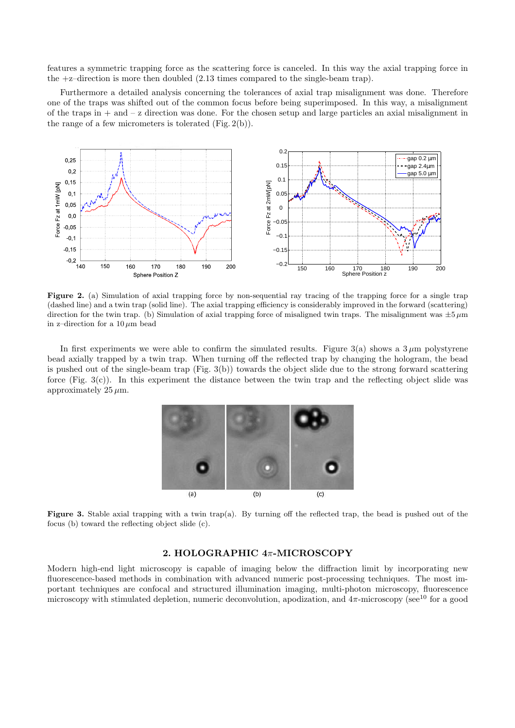features a symmetric trapping force as the scattering force is canceled. In this way the axial trapping force in the +z–direction is more then doubled (2.13 times compared to the single-beam trap).

Furthermore a detailed analysis concerning the tolerances of axial trap misalignment was done. Therefore one of the traps was shifted out of the common focus before being superimposed. In this way, a misalignment of the traps in + and – z direction was done. For the chosen setup and large particles an axial misalignment in the range of a few micrometers is tolerated (Fig. 2(b)).

**Figure 2.** (a) Simulation of axial trapping force by non-sequential ray tracing of the trapping force for a single trap (dashed line) and a twin trap (solid line). The axial trapping efficiency is considerably improved in the forward (scattering) direction for the twin trap. (b) Simulation of axial trapping force of misaligned twin traps. The misalignment was $\pm 5\,\mu$m in z–direction for a $10\,\mu$m bead

In first experiments we were able to confirm the simulated results. Figure 3(a) shows a $3\,\mu$m polystyrene bead axially trapped by a twin trap. When turning off the reflected trap by changing the hologram, the bead is pushed out of the single-beam trap (Fig. 3(b)) towards the object slide due to the strong forward scattering force (Fig. 3(c)). In this experiment the distance between the twin trap and the reflecting object slide was approximately $25\,\mu$m.

**Figure 3.** Stable axial trapping with a twin trap(a). By turning off the reflected trap, the bead is pushed out of the focus (b) toward the reflecting object slide (c).

## 2. HOLOGRAPHIC 4$\pi$-MICROSCOPY

Modern high-end light microscopy is capable of imaging below the diffraction limit by incorporating new fluorescence-based methods in combination with advanced numeric post-processing techniques. The most important techniques are confocal and structured illumination imaging, multi-photon microscopy, fluorescence microscopy with stimulated depletion, numeric deconvolution, apodization, and 4$\pi$-microscopy (see[10] for a good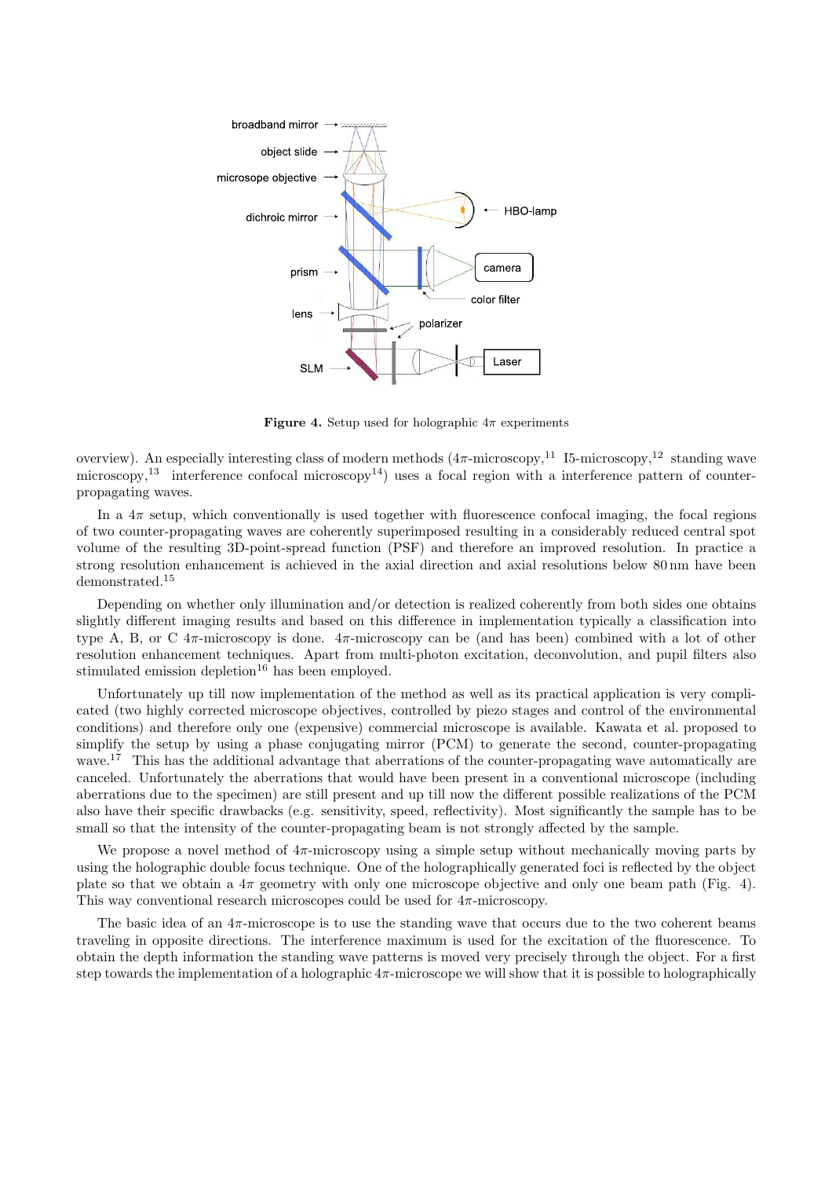**Figure 4.** Setup used for holographic $4\pi$ experiments

overview). An especially interesting class of modern methods ($4\pi$-microscopy,[11] I5-microscopy,[12] standing wave microscopy,[13] interference confocal microscopy[14]) uses a focal region with a interference pattern of counter-propagating waves.

In a $4\pi$ setup, which conventionally is used together with fluorescence confocal imaging, the focal regions of two counter-propagating waves are coherently superimposed resulting in a considerably reduced central spot volume of the resulting 3D-point-spread function (PSF) and therefore an improved resolution. In practice a strong resolution enhancement is achieved in the axial direction and axial resolutions below 80 nm have been demonstrated.[15]

Depending on whether only illumination and/or detection is realized coherently from both sides one obtains slightly different imaging results and based on this difference in implementation typically a classification into type A, B, or C $4\pi$-microscopy is done. $4\pi$-microscopy can be (and has been) combined with a lot of other resolution enhancement techniques. Apart from multi-photon excitation, deconvolution, and pupil filters also stimulated emission depletion[16] has been employed.

Unfortunately up till now implementation of the method as well as its practical application is very complicated (two highly corrected microscope objectives, controlled by piezo stages and control of the environmental conditions) and therefore only one (expensive) commercial microscope is available. Kawata et al. proposed to simplify the setup by using a phase conjugating mirror (PCM) to generate the second, counter-propagating wave.[17] This has the additional advantage that aberrations of the counter-propagating wave automatically are canceled. Unfortunately the aberrations that would have been present in a conventional microscope (including aberrations due to the specimen) are still present and up till now the different possible realizations of the PCM also have their specific drawbacks (e.g. sensitivity, speed, reflectivity). Most significantly the sample has to be small so that the intensity of the counter-propagating beam is not strongly affected by the sample.

We propose a novel method of $4\pi$-microscopy using a simple setup without mechanically moving parts by using the holographic double focus technique. One of the holographically generated foci is reflected by the object plate so that we obtain a $4\pi$ geometry with only one microscope objective and only one beam path (Fig. 4). This way conventional research microscopes could be used for $4\pi$-microscopy.

The basic idea of an $4\pi$-microscope is to use the standing wave that occurs due to the two coherent beams traveling in opposite directions. The interference maximum is used for the excitation of the fluorescence. To obtain the depth information the standing wave patterns is moved very precisely through the object. For a first step towards the implementation of a holographic $4\pi$-microscope we will show that it is possible to holographically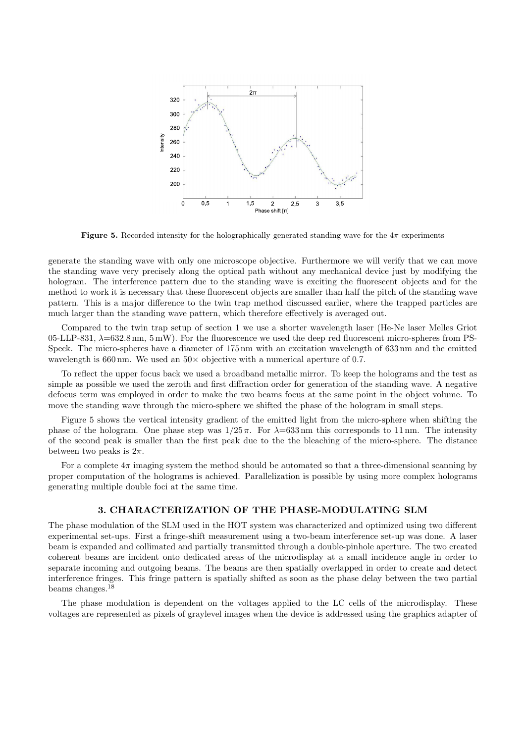**Figure 5.** Recorded intensity for the holographically generated standing wave for the $4\pi$ experiments

generate the standing wave with only one microscope objective. Furthermore we will verify that we can move the standing wave very precisely along the optical path without any mechanical device just by modifying the hologram. The interference pattern due to the standing wave is exciting the fluorescent objects and for the method to work it is necessary that these fluorescent objects are smaller than half the pitch of the standing wave pattern. This is a major difference to the twin trap method discussed earlier, where the trapped particles are much larger than the standing wave pattern, which therefore effectively is averaged out.

Compared to the twin trap setup of section 1 we use a shorter wavelength laser (He-Ne laser Melles Griot 05-LLP-831, $\lambda$=632.8 nm, 5 mW). For the fluorescence we used the deep red fluorescent micro-spheres from PS-Speck. The micro-spheres have a diameter of 175 nm with an excitation wavelength of 633 nm and the emitted wavelength is 660 nm. We used an 50× objective with a numerical aperture of 0.7.

To reflect the upper focus back we used a broadband metallic mirror. To keep the holograms and the test as simple as possible we used the zeroth and first diffraction order for generation of the standing wave. A negative defocus term was employed in order to make the two beams focus at the same point in the object volume. To move the standing wave through the micro-sphere we shifted the phase of the hologram in small steps.

Figure 5 shows the vertical intensity gradient of the emitted light from the micro-sphere when shifting the phase of the hologram. One phase step was $1/25\,\pi$. For $\lambda$=633 nm this corresponds to 11 nm. The intensity of the second peak is smaller than the first peak due to the the bleaching of the micro-sphere. The distance between two peaks is $2\pi$.

For a complete $4\pi$ imaging system the method should be automated so that a three-dimensional scanning by proper computation of the holograms is achieved. Parallelization is possible by using more complex holograms generating multiple double foci at the same time.

## 3. CHARACTERIZATION OF THE PHASE-MODULATING SLM

The phase modulation of the SLM used in the HOT system was characterized and optimized using two different experimental set-ups. First a fringe-shift measurement using a two-beam interference set-up was done. A laser beam is expanded and collimated and partially transmitted through a double-pinhole aperture. The two created coherent beams are incident onto dedicated areas of the microdisplay at a small incidence angle in order to separate incoming and outgoing beams. The beams are then spatially overlapped in order to create and detect interference fringes. This fringe pattern is spatially shifted as soon as the phase delay between the two partial beams changes.[18]

The phase modulation is dependent on the voltages applied to the LC cells of the microdisplay. These voltages are represented as pixels of graylevel images when the device is addressed using the graphics adapter of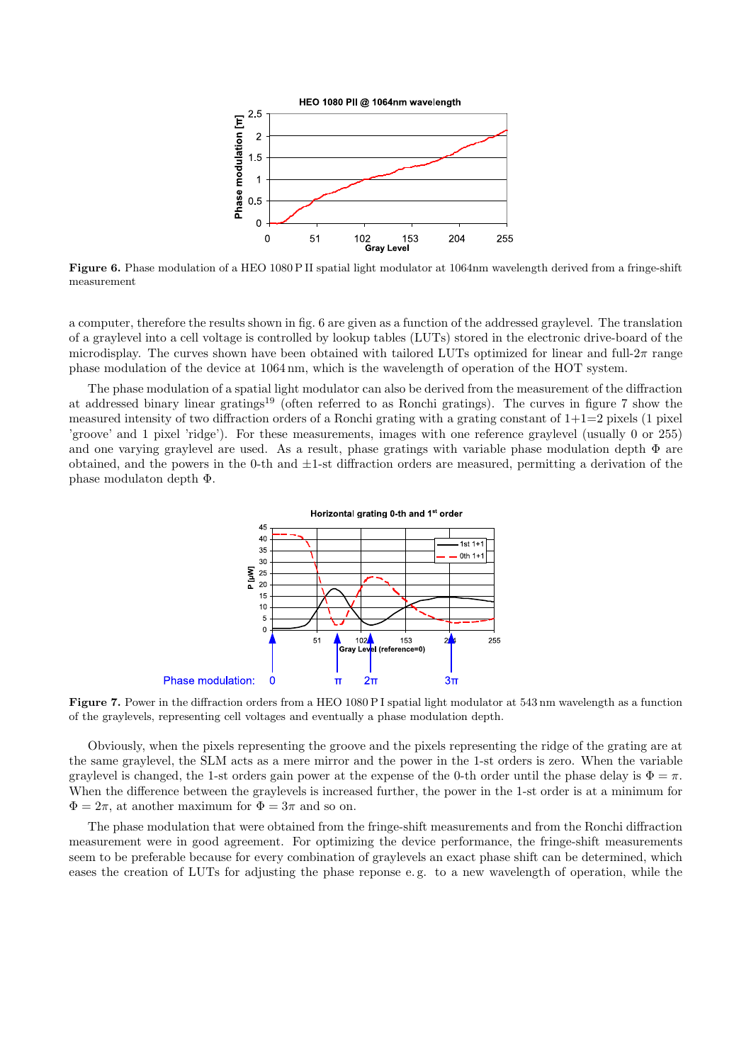**Figure 6.** Phase modulation of a HEO 1080 P II spatial light modulator at 1064nm wavelength derived from a fringe-shift measurement

a computer, therefore the results shown in fig. 6 are given as a function of the addressed graylevel. The translation of a graylevel into a cell voltage is controlled by lookup tables (LUTs) stored in the electronic drive-board of the microdisplay. The curves shown have been obtained with tailored LUTs optimized for linear and full-2$\pi$ range phase modulation of the device at 1064 nm, which is the wavelength of operation of the HOT system.

The phase modulation of a spatial light modulator can also be derived from the measurement of the diffraction at addressed binary linear gratings[19] (often referred to as Ronchi gratings). The curves in figure 7 show the measured intensity of two diffraction orders of a Ronchi grating with a grating constant of 1+1=2 pixels (1 pixel 'groove' and 1 pixel 'ridge'). For these measurements, images with one reference graylevel (usually 0 or 255) and one varying graylevel are used. As a result, phase gratings with variable phase modulation depth $\Phi$ are obtained, and the powers in the 0-th and $\pm$1-st diffraction orders are measured, permitting a derivation of the phase modulaton depth $\Phi$.

**Figure 7.** Power in the diffraction orders from a HEO 1080 P I spatial light modulator at 543 nm wavelength as a function of the graylevels, representing cell voltages and eventually a phase modulation depth.

Obviously, when the pixels representing the groove and the pixels representing the ridge of the grating are at the same graylevel, the SLM acts as a mere mirror and the power in the 1-st orders is zero. When the variable graylevel is changed, the 1-st orders gain power at the expense of the 0-th order until the phase delay is $\Phi = \pi$. When the difference between the graylevels is increased further, the power in the 1-st order is at a minimum for $\Phi = 2\pi$, at another maximum for $\Phi = 3\pi$ and so on.

The phase modulation that were obtained from the fringe-shift measurements and from the Ronchi diffraction measurement were in good agreement. For optimizing the device performance, the fringe-shift measurements seem to be preferable because for every combination of graylevels an exact phase shift can be determined, which eases the creation of LUTs for adjusting the phase reponse e. g. to a new wavelength of operation, while the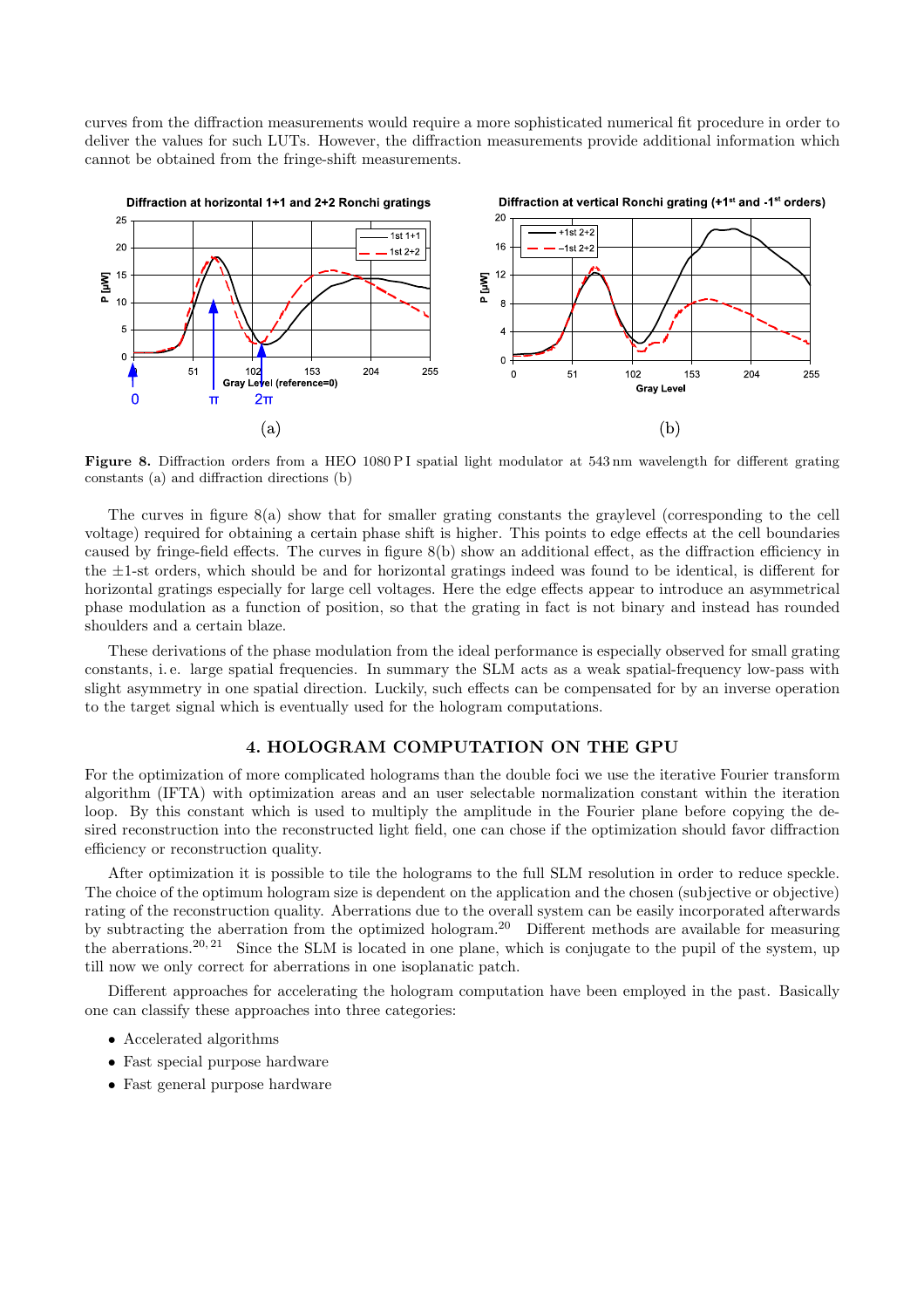curves from the diffraction measurements would require a more sophisticated numerical fit procedure in order to deliver the values for such LUTs. However, the diffraction measurements provide additional information which cannot be obtained from the fringe-shift measurements.

Figure 8. Diffraction orders from a HEO 1080 P I spatial light modulator at 543 nm wavelength for different grating constants (a) and diffraction directions (b)

The curves in figure 8(a) show that for smaller grating constants the graylevel (corresponding to the cell voltage) required for obtaining a certain phase shift is higher. This points to edge effects at the cell boundaries caused by fringe-field effects. The curves in figure 8(b) show an additional effect, as the diffraction efficiency in the ±1-st orders, which should be and for horizontal gratings indeed was found to be identical, is different for horizontal gratings especially for large cell voltages. Here the edge effects appear to introduce an asymmetrical phase modulation as a function of position, so that the grating in fact is not binary and instead has rounded shoulders and a certain blaze.

These derivations of the phase modulation from the ideal performance is especially observed for small grating constants, i. e. large spatial frequencies. In summary the SLM acts as a weak spatial-frequency low-pass with slight asymmetry in one spatial direction. Luckily, such effects can be compensated for by an inverse operation to the target signal which is eventually used for the hologram computations.

## 4. HOLOGRAM COMPUTATION ON THE GPU

For the optimization of more complicated holograms than the double foci we use the iterative Fourier transform algorithm (IFTA) with optimization areas and an user selectable normalization constant within the iteration loop. By this constant which is used to multiply the amplitude in the Fourier plane before copying the desired reconstruction into the reconstructed light field, one can chose if the optimization should favor diffraction efficiency or reconstruction quality.

After optimization it is possible to tile the holograms to the full SLM resolution in order to reduce speckle. The choice of the optimum hologram size is dependent on the application and the chosen (subjective or objective) rating of the reconstruction quality. Aberrations due to the overall system can be easily incorporated afterwards by subtracting the aberration from the optimized hologram.[20] Different methods are available for measuring the aberrations.[20,21] Since the SLM is located in one plane, which is conjugate to the pupil of the system, up till now we only correct for aberrations in one isoplanatic patch.

Different approaches for accelerating the hologram computation have been employed in the past. Basically one can classify these approaches into three categories:

- Accelerated algorithms
- Fast special purpose hardware
- Fast general purpose hardware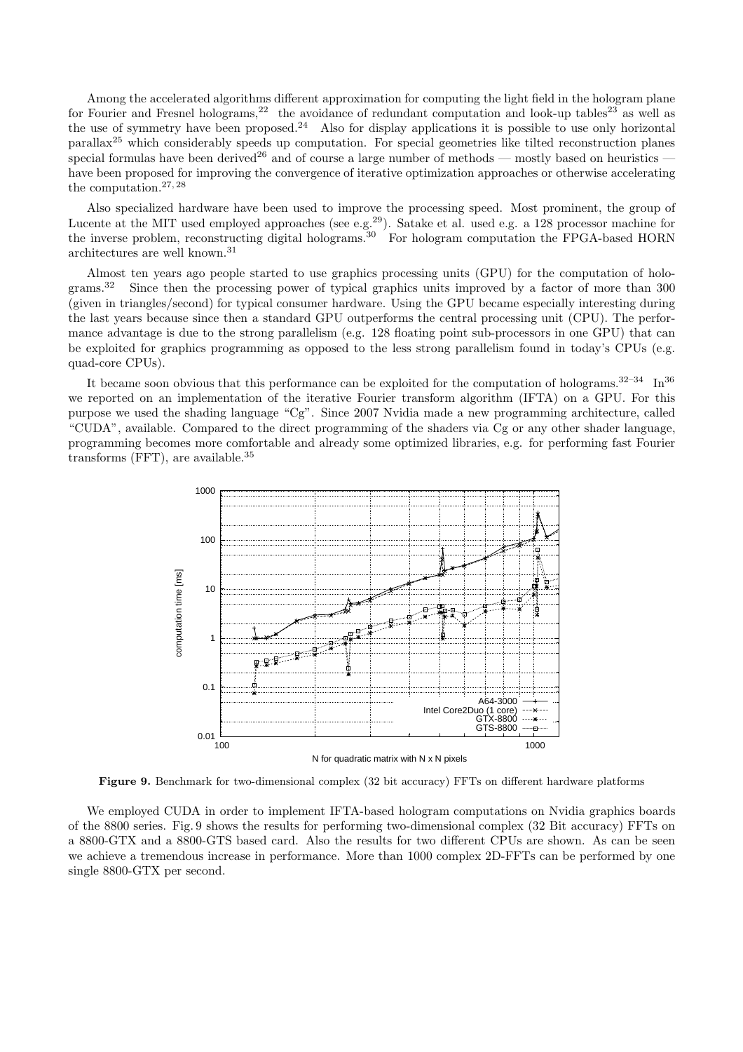Among the accelerated algorithms different approximation for computing the light field in the hologram plane for Fourier and Fresnel holograms,[22] the avoidance of redundant computation and look-up tables[23] as well as the use of symmetry have been proposed.[24] Also for display applications it is possible to use only horizontal parallax[25] which considerably speeds up computation. For special geometries like tilted reconstruction planes special formulas have been derived[26] and of course a large number of methods — mostly based on heuristics — have been proposed for improving the convergence of iterative optimization approaches or otherwise accelerating the computation.[27, 28]

Also specialized hardware have been used to improve the processing speed. Most prominent, the group of Lucente at the MIT used employed approaches (see e.g.[29]). Satake et al. used e.g. a 128 processor machine for the inverse problem, reconstructing digital holograms.[30] For hologram computation the FPGA-based HORN architectures are well known.[31]

Almost ten years ago people started to use graphics processing units (GPU) for the computation of holograms.[32] Since then the processing power of typical graphics units improved by a factor of more than 300 (given in triangles/second) for typical consumer hardware. Using the GPU became especially interesting during the last years because since then a standard GPU outperforms the central processing unit (CPU). The performance advantage is due to the strong parallelism (e.g. 128 floating point sub-processors in one GPU) that can be exploited for graphics programming as opposed to the less strong parallelism found in today's CPUs (e.g. quad-core CPUs).

It became soon obvious that this performance can be exploited for the computation of holograms.[32–34] In[36] we reported on an implementation of the iterative Fourier transform algorithm (IFTA) on a GPU. For this purpose we used the shading language "Cg". Since 2007 Nvidia made a new programming architecture, called "CUDA", available. Compared to the direct programming of the shaders via Cg or any other shader language, programming becomes more comfortable and already some optimized libraries, e.g. for performing fast Fourier transforms (FFT), are available.[35]

**Figure 9.** Benchmark for two-dimensional complex (32 bit accuracy) FFTs on different hardware platforms

We employed CUDA in order to implement IFTA-based hologram computations on Nvidia graphics boards of the 8800 series. Fig. 9 shows the results for performing two-dimensional complex (32 Bit accuracy) FFTs on a 8800-GTX and a 8800-GTS based card. Also the results for two different CPUs are shown. As can be seen we achieve a tremendous increase in performance. More than 1000 complex 2D-FFTs can be performed by one single 8800-GTX per second.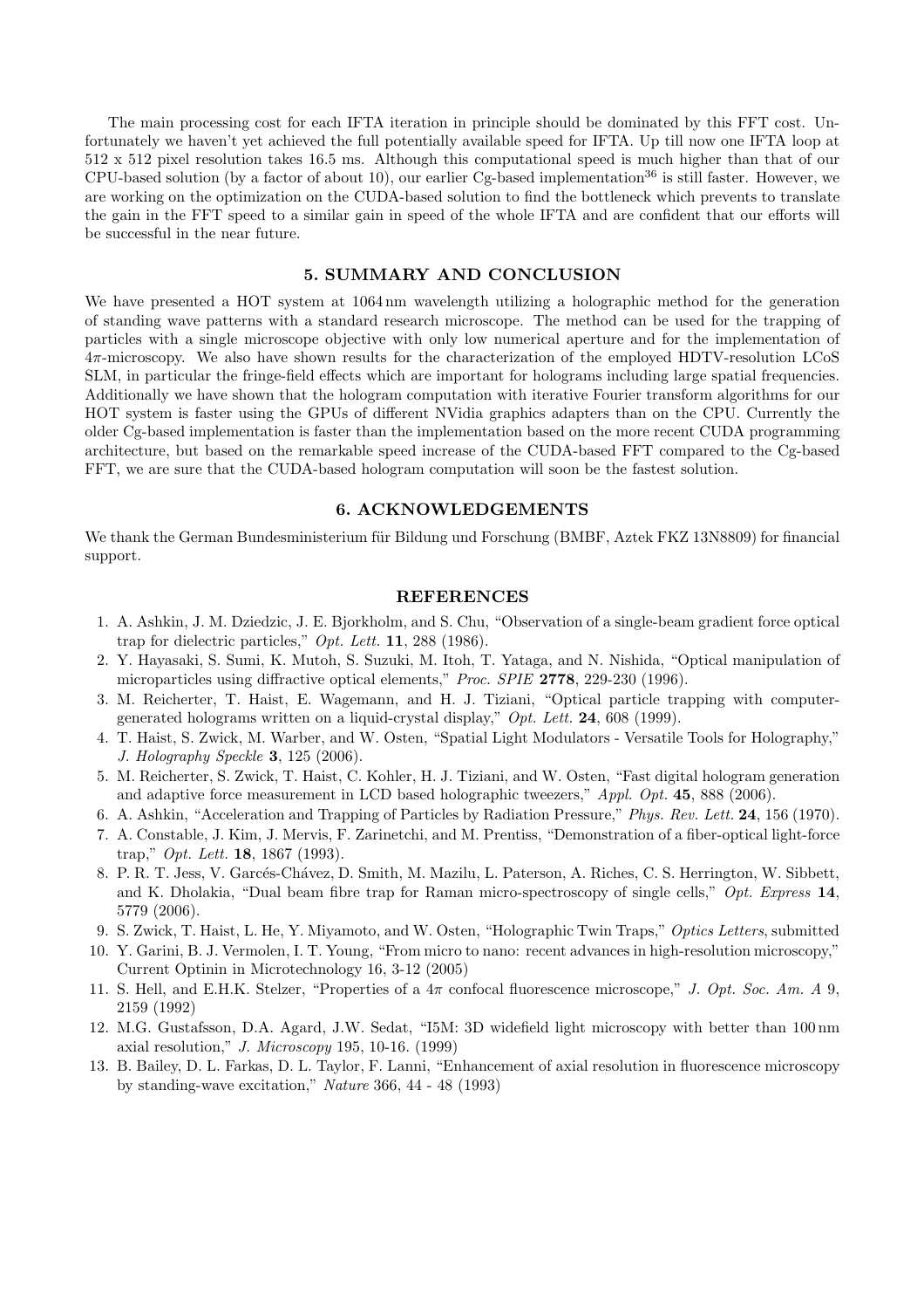The main processing cost for each IFTA iteration in principle should be dominated by this FFT cost. Unfortunately we haven't yet achieved the full potentially available speed for IFTA. Up till now one IFTA loop at 512 x 512 pixel resolution takes 16.5 ms. Although this computational speed is much higher than that of our CPU-based solution (by a factor of about 10), our earlier Cg-based implementation[36] is still faster. However, we are working on the optimization on the CUDA-based solution to find the bottleneck which prevents to translate the gain in the FFT speed to a similar gain in speed of the whole IFTA and are confident that our efforts will be successful in the near future.

## 5. SUMMARY AND CONCLUSION

We have presented a HOT system at 1064 nm wavelength utilizing a holographic method for the generation of standing wave patterns with a standard research microscope. The method can be used for the trapping of particles with a single microscope objective with only low numerical aperture and for the implementation of $4\pi$-microscopy. We also have shown results for the characterization of the employed HDTV-resolution LCoS SLM, in particular the fringe-field effects which are important for holograms including large spatial frequencies. Additionally we have shown that the hologram computation with iterative Fourier transform algorithms for our HOT system is faster using the GPUs of different NVidia graphics adapters than on the CPU. Currently the older Cg-based implementation is faster than the implementation based on the more recent CUDA programming architecture, but based on the remarkable speed increase of the CUDA-based FFT compared to the Cg-based FFT, we are sure that the CUDA-based hologram computation will soon be the fastest solution.

## 6. ACKNOWLEDGEMENTS

We thank the German Bundesministerium für Bildung und Forschung (BMBF, Aztek FKZ 13N8809) for financial support.

## REFERENCES

1. A. Ashkin, J. M. Dziedzic, J. E. Bjorkholm, and S. Chu, "Observation of a single-beam gradient force optical trap for dielectric particles," *Opt. Lett.* **11**, 288 (1986).
2. Y. Hayasaki, S. Sumi, K. Mutoh, S. Suzuki, M. Itoh, T. Yataga, and N. Nishida, "Optical manipulation of microparticles using diffractive optical elements," *Proc. SPIE* **2778**, 229-230 (1996).
3. M. Reicherter, T. Haist, E. Wagemann, and H. J. Tiziani, "Optical particle trapping with computer-generated holograms written on a liquid-crystal display," *Opt. Lett.* **24**, 608 (1999).
4. T. Haist, S. Zwick, M. Warber, and W. Osten, "Spatial Light Modulators - Versatile Tools for Holography," *J. Holography Speckle* **3**, 125 (2006).
5. M. Reicherter, S. Zwick, T. Haist, C. Kohler, H. J. Tiziani, and W. Osten, "Fast digital hologram generation and adaptive force measurement in LCD based holographic tweezers," *Appl. Opt.* **45**, 888 (2006).
6. A. Ashkin, "Acceleration and Trapping of Particles by Radiation Pressure," *Phys. Rev. Lett.* **24**, 156 (1970).
7. A. Constable, J. Kim, J. Mervis, F. Zarinetchi, and M. Prentiss, "Demonstration of a fiber-optical light-force trap," *Opt. Lett.* **18**, 1867 (1993).
8. P. R. T. Jess, V. Garcés-Chávez, D. Smith, M. Mazilu, L. Paterson, A. Riches, C. S. Herrington, W. Sibbett, and K. Dholakia, "Dual beam fibre trap for Raman micro-spectroscopy of single cells," *Opt. Express* **14**, 5779 (2006).
9. S. Zwick, T. Haist, L. He, Y. Miyamoto, and W. Osten, "Holographic Twin Traps," *Optics Letters*, submitted
10. Y. Garini, B. J. Vermolen, I. T. Young, "From micro to nano: recent advances in high-resolution microscopy," Current Optinin in Microtechnology 16, 3-12 (2005)
11. S. Hell, and E.H.K. Stelzer, "Properties of a $4\pi$ confocal fluorescence microscope," *J. Opt. Soc. Am. A* 9, 2159 (1992)
12. M.G. Gustafsson, D.A. Agard, J.W. Sedat, "I5M: 3D widefield light microscopy with better than 100 nm axial resolution," *J. Microscopy* 195, 10-16. (1999)
13. B. Bailey, D. L. Farkas, D. L. Taylor, F. Lanni, "Enhancement of axial resolution in fluorescence microscopy by standing-wave excitation," *Nature* 366, 44 - 48 (1993)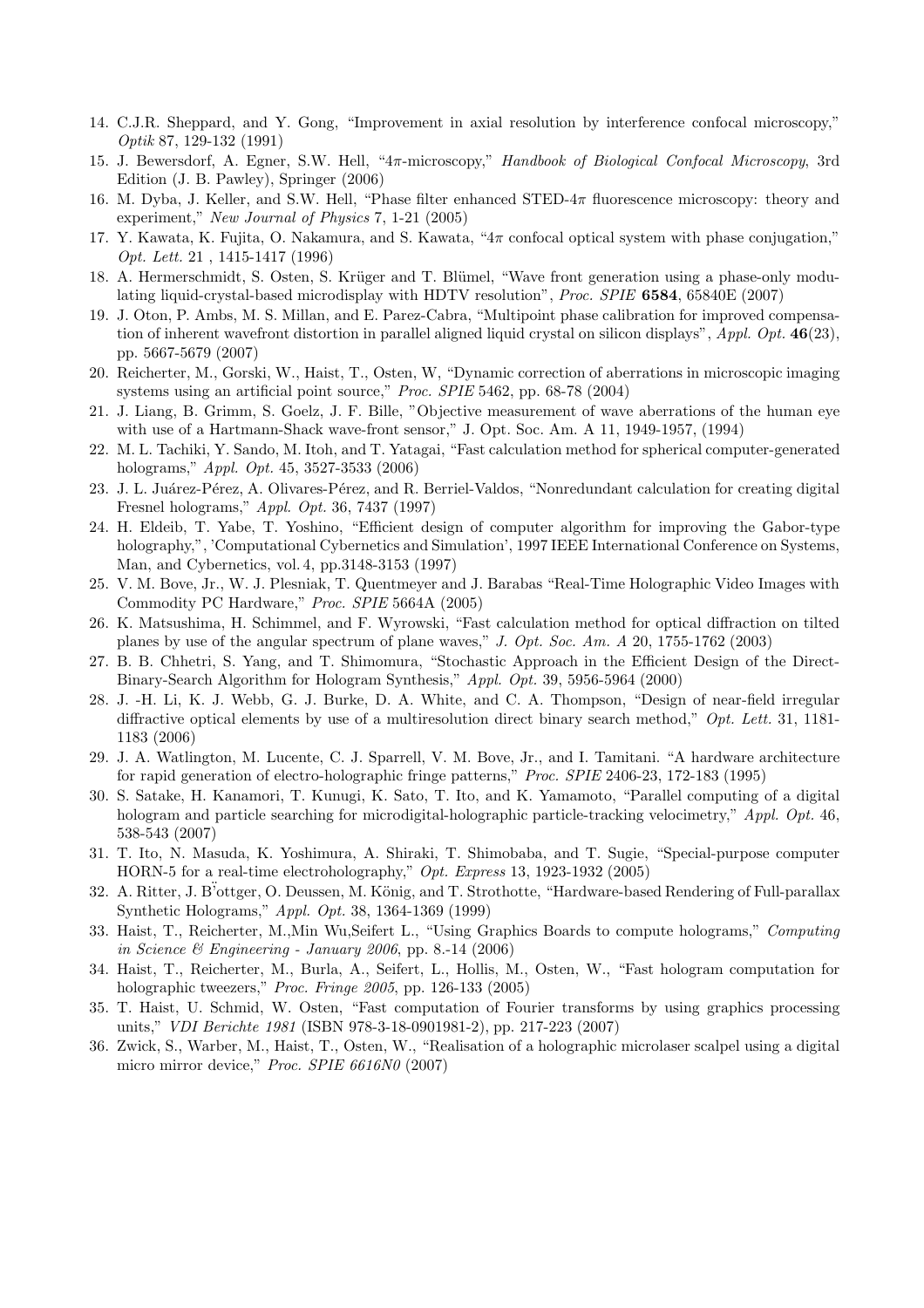14. C.J.R. Sheppard, and Y. Gong, "Improvement in axial resolution by interference confocal microscopy," *Optik* 87, 129-132 (1991)
15. J. Bewersdorf, A. Egner, S.W. Hell, "4π-microscopy," *Handbook of Biological Confocal Microscopy*, 3rd Edition (J. B. Pawley), Springer (2006)
16. M. Dyba, J. Keller, and S.W. Hell, "Phase filter enhanced STED-4π fluorescence microscopy: theory and experiment," *New Journal of Physics* 7, 1-21 (2005)
17. Y. Kawata, K. Fujita, O. Nakamura, and S. Kawata, "4π confocal optical system with phase conjugation," *Opt. Lett.* 21 , 1415-1417 (1996)
18. A. Hermerschmidt, S. Osten, S. Krüger and T. Blümel, "Wave front generation using a phase-only modulating liquid-crystal-based microdisplay with HDTV resolution", *Proc. SPIE* **6584**, 65840E (2007)
19. J. Oton, P. Ambs, M. S. Millan, and E. Parez-Cabra, "Multipoint phase calibration for improved compensation of inherent wavefront distortion in parallel aligned liquid crystal on silicon displays", *Appl. Opt.* **46**(23), pp. 5667-5679 (2007)
20. Reicherter, M., Gorski, W., Haist, T., Osten, W, "Dynamic correction of aberrations in microscopic imaging systems using an artificial point source," *Proc. SPIE* 5462, pp. 68-78 (2004)
21. J. Liang, B. Grimm, S. Goelz, J. F. Bille, "Objective measurement of wave aberrations of the human eye with use of a Hartmann-Shack wave-front sensor," J. Opt. Soc. Am. A 11, 1949-1957, (1994)
22. M. L. Tachiki, Y. Sando, M. Itoh, and T. Yatagai, "Fast calculation method for spherical computer-generated holograms," *Appl. Opt.* 45, 3527-3533 (2006)
23. J. L. Juárez-Pérez, A. Olivares-Pérez, and R. Berriel-Valdos, "Nonredundant calculation for creating digital Fresnel holograms," *Appl. Opt.* 36, 7437 (1997)
24. H. Eldeib, T. Yabe, T. Yoshino, "Efficient design of computer algorithm for improving the Gabor-type holography,", 'Computational Cybernetics and Simulation', 1997 IEEE International Conference on Systems, Man, and Cybernetics, vol. 4, pp.3148-3153 (1997)
25. V. M. Bove, Jr., W. J. Plesniak, T. Quentmeyer and J. Barabas "Real-Time Holographic Video Images with Commodity PC Hardware," *Proc. SPIE* 5664A (2005)
26. K. Matsushima, H. Schimmel, and F. Wyrowski, "Fast calculation method for optical diffraction on tilted planes by use of the angular spectrum of plane waves," *J. Opt. Soc. Am. A* 20, 1755-1762 (2003)
27. B. B. Chhetri, S. Yang, and T. Shimomura, "Stochastic Approach in the Efficient Design of the Direct-Binary-Search Algorithm for Hologram Synthesis," *Appl. Opt.* 39, 5956-5964 (2000)
28. J. -H. Li, K. J. Webb, G. J. Burke, D. A. White, and C. A. Thompson, "Design of near-field irregular diffractive optical elements by use of a multiresolution direct binary search method," *Opt. Lett.* 31, 1181-1183 (2006)
29. J. A. Watlington, M. Lucente, C. J. Sparrell, V. M. Bove, Jr., and I. Tamitani. "A hardware architecture for rapid generation of electro-holographic fringe patterns," *Proc. SPIE* 2406-23, 172-183 (1995)
30. S. Satake, H. Kanamori, T. Kunugi, K. Sato, T. Ito, and K. Yamamoto, "Parallel computing of a digital hologram and particle searching for microdigital-holographic particle-tracking velocimetry," *Appl. Opt.* 46, 538-543 (2007)
31. T. Ito, N. Masuda, K. Yoshimura, A. Shiraki, T. Shimobaba, and T. Sugie, "Special-purpose computer HORN-5 for a real-time electroholography," *Opt. Express* 13, 1923-1932 (2005)
32. A. Ritter, J. B"ottger, O. Deussen, M. König, and T. Strothotte, "Hardware-based Rendering of Full-parallax Synthetic Holograms," *Appl. Opt.* 38, 1364-1369 (1999)
33. Haist, T., Reicherter, M.,Min Wu,Seifert L., "Using Graphics Boards to compute holograms," *Computing in Science & Engineering - January 2006*, pp. 8.-14 (2006)
34. Haist, T., Reicherter, M., Burla, A., Seifert, L., Hollis, M., Osten, W., "Fast hologram computation for holographic tweezers," *Proc. Fringe 2005*, pp. 126-133 (2005)
35. T. Haist, U. Schmid, W. Osten, "Fast computation of Fourier transforms by using graphics processing units," *VDI Berichte 1981* (ISBN 978-3-18-0901981-2), pp. 217-223 (2007)
36. Zwick, S., Warber, M., Haist, T., Osten, W., "Realisation of a holographic microlaser scalpel using a digital micro mirror device," *Proc. SPIE 6616N0* (2007)